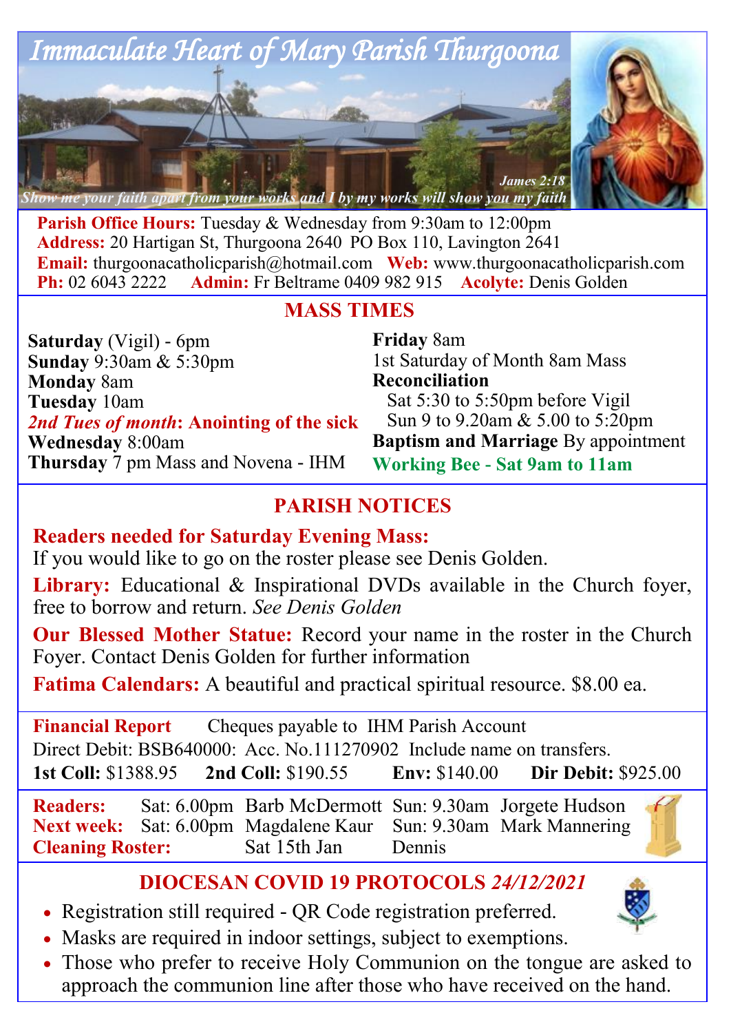# Immaculate Heart of Mary Parish Thurgoona

*James 2:18*
*Show me your faith apart from your works and I by my works will show you my faith*

**Parish Office Hours:** Tuesday & Wednesday from 9:30am to 12:00pm
**Address:** 20 Hartigan St, Thurgoona 2640 PO Box 110, Lavington 2641
**Email:** thurgoonacatholicparish@hotmail.com **Web:** www.thurgoonacatholicparish.com
**Ph:** 02 6043 2222 **Admin:** Fr Beltrame 0409 982 915 **Acolyte:** Denis Golden

## MASS TIMES

**Saturday** (Vigil) - 6pm
**Sunday** 9:30am & 5:30pm
**Monday** 8am
**Tuesday** 10am
***2nd Tues of month*: Anointing of the sick**
**Wednesday** 8:00am
**Thursday** 7 pm Mass and Novena - IHM

**Friday** 8am
1st Saturday of Month 8am Mass
**Reconciliation**
Sat 5:30 to 5:50pm before Vigil
Sun 9 to 9.20am & 5.00 to 5:20pm
**Baptism and Marriage** By appointment
**Working Bee - Sat 9am to 11am**

## PARISH NOTICES

**Readers needed for Saturday Evening Mass:**
If you would like to go on the roster please see Denis Golden.

**Library:** Educational & Inspirational DVDs available in the Church foyer, free to borrow and return. *See Denis Golden*

**Our Blessed Mother Statue:** Record your name in the roster in the Church Foyer. Contact Denis Golden for further information

**Fatima Calendars:** A beautiful and practical spiritual resource. $8.00 ea.

**Financial Report** Cheques payable to IHM Parish Account
Direct Debit: BSB640000: Acc. No.111270902 Include name on transfers.
**1st Coll:** $1388.95 **2nd Coll:** $190.55 **Env:** $140.00 **Dir Debit:** $925.00

| | | | | |
|---|---|---|---|---|
| **Readers:** | Sat: 6.00pm | Barb McDermott | Sun: 9.30am | Jorgete Hudson |
| **Next week:** | Sat: 6.00pm | Magdalene Kaur | Sun: 9.30am | Mark Mannering |
| **Cleaning Roster:** | | Sat 15th Jan | Dennis | |

## DIOCESAN COVID 19 PROTOCOLS *24/12/2021*

- Registration still required - QR Code registration preferred.
- Masks are required in indoor settings, subject to exemptions.
- Those who prefer to receive Holy Communion on the tongue are asked to approach the communion line after those who have received on the hand.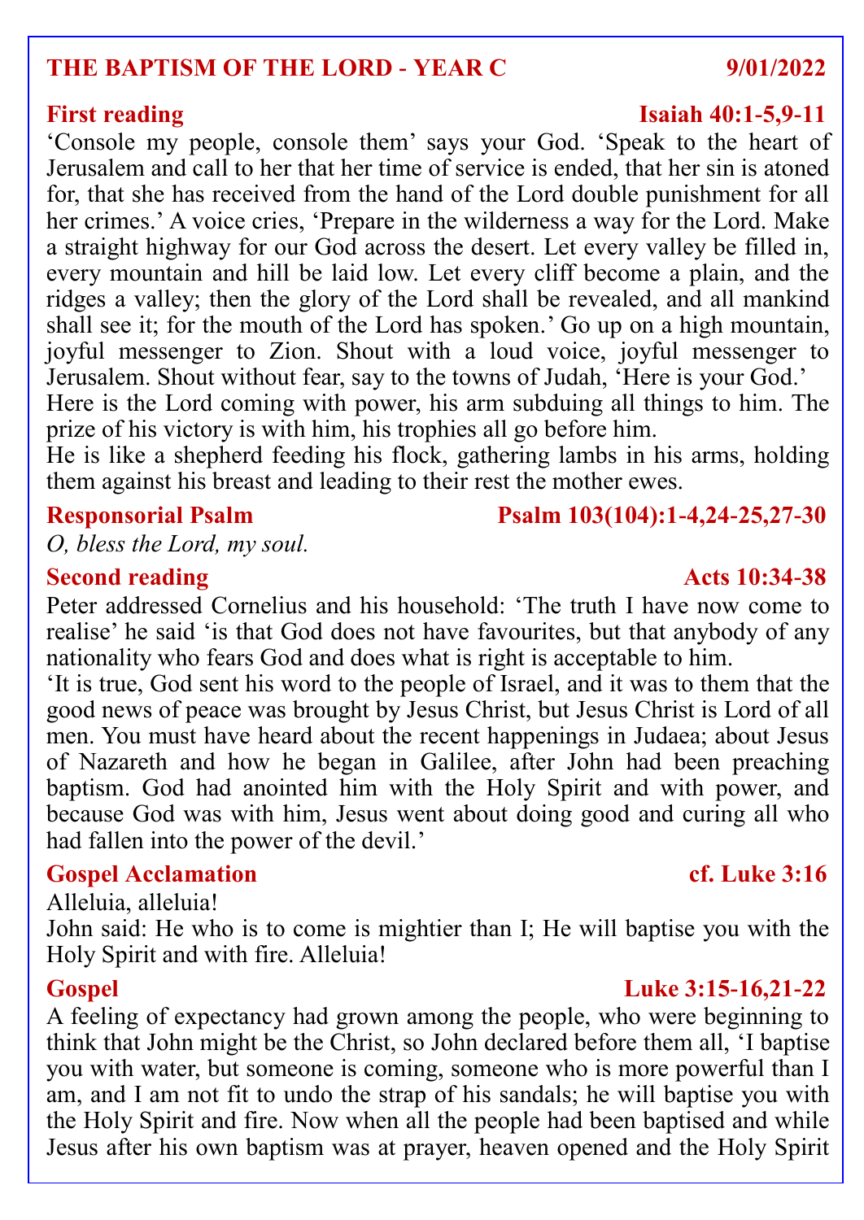## THE BAPTISM OF THE LORD - YEAR C 9/01/2022

### First reading Isaiah 40:1-5,9-11

'Console my people, console them' says your God. 'Speak to the heart of Jerusalem and call to her that her time of service is ended, that her sin is atoned for, that she has received from the hand of the Lord double punishment for all her crimes.' A voice cries, 'Prepare in the wilderness a way for the Lord. Make a straight highway for our God across the desert. Let every valley be filled in, every mountain and hill be laid low. Let every cliff become a plain, and the ridges a valley; then the glory of the Lord shall be revealed, and all mankind shall see it; for the mouth of the Lord has spoken.' Go up on a high mountain, joyful messenger to Zion. Shout with a loud voice, joyful messenger to Jerusalem. Shout without fear, say to the towns of Judah, 'Here is your God.'
Here is the Lord coming with power, his arm subduing all things to him. The prize of his victory is with him, his trophies all go before him.
He is like a shepherd feeding his flock, gathering lambs in his arms, holding them against his breast and leading to their rest the mother ewes.

### Responsorial Psalm Psalm 103(104):1-4,24-25,27-30

*O, bless the Lord, my soul.*

### Second reading Acts 10:34-38

Peter addressed Cornelius and his household: 'The truth I have now come to realise' he said 'is that God does not have favourites, but that anybody of any nationality who fears God and does what is right is acceptable to him.
'It is true, God sent his word to the people of Israel, and it was to them that the good news of peace was brought by Jesus Christ, but Jesus Christ is Lord of all men. You must have heard about the recent happenings in Judaea; about Jesus of Nazareth and how he began in Galilee, after John had been preaching baptism. God had anointed him with the Holy Spirit and with power, and because God was with him, Jesus went about doing good and curing all who had fallen into the power of the devil.'

### Gospel Acclamation cf. Luke 3:16

Alleluia, alleluia!
John said: He who is to come is mightier than I; He will baptise you with the Holy Spirit and with fire. Alleluia!

### Gospel Luke 3:15-16,21-22

A feeling of expectancy had grown among the people, who were beginning to think that John might be the Christ, so John declared before them all, 'I baptise you with water, but someone is coming, someone who is more powerful than I am, and I am not fit to undo the strap of his sandals; he will baptise you with the Holy Spirit and fire. Now when all the people had been baptised and while Jesus after his own baptism was at prayer, heaven opened and the Holy Spirit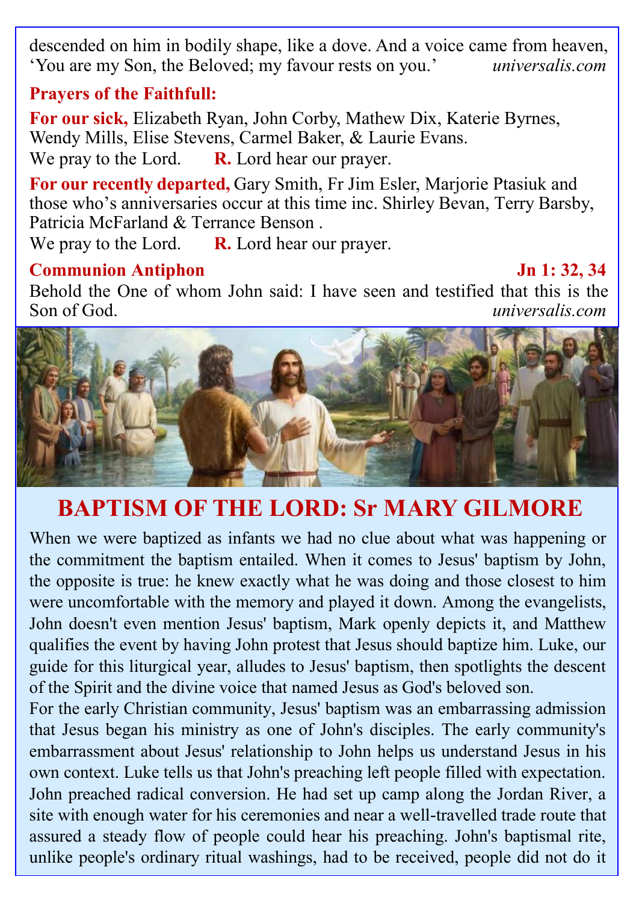descended on him in bodily shape, like a dove. And a voice came from heaven, 'You are my Son, the Beloved; my favour rests on you.' *universalis.com*

**Prayers of the Faithfull:**

**For our sick,** Elizabeth Ryan, John Corby, Mathew Dix, Katerie Byrnes, Wendy Mills, Elise Stevens, Carmel Baker, & Laurie Evans.
We pray to the Lord. **R.** Lord hear our prayer.

**For our recently departed,** Gary Smith, Fr Jim Esler, Marjorie Ptasiuk and those who's anniversaries occur at this time inc. Shirley Bevan, Terry Barsby, Patricia McFarland & Terrance Benson .
We pray to the Lord. **R.** Lord hear our prayer.

**Communion Antiphon** **Jn 1: 32, 34**

Behold the One of whom John said: I have seen and testified that this is the Son of God. *universalis.com*

## BAPTISM OF THE LORD: Sr MARY GILMORE

When we were baptized as infants we had no clue about what was happening or the commitment the baptism entailed. When it comes to Jesus' baptism by John, the opposite is true: he knew exactly what he was doing and those closest to him were uncomfortable with the memory and played it down. Among the evangelists, John doesn't even mention Jesus' baptism, Mark openly depicts it, and Matthew qualifies the event by having John protest that Jesus should baptize him. Luke, our guide for this liturgical year, alludes to Jesus' baptism, then spotlights the descent of the Spirit and the divine voice that named Jesus as God's beloved son.

For the early Christian community, Jesus' baptism was an embarrassing admission that Jesus began his ministry as one of John's disciples. The early community's embarrassment about Jesus' relationship to John helps us understand Jesus in his own context. Luke tells us that John's preaching left people filled with expectation. John preached radical conversion. He had set up camp along the Jordan River, a site with enough water for his ceremonies and near a well-travelled trade route that assured a steady flow of people could hear his preaching. John's baptismal rite, unlike people's ordinary ritual washings, had to be received, people did not do it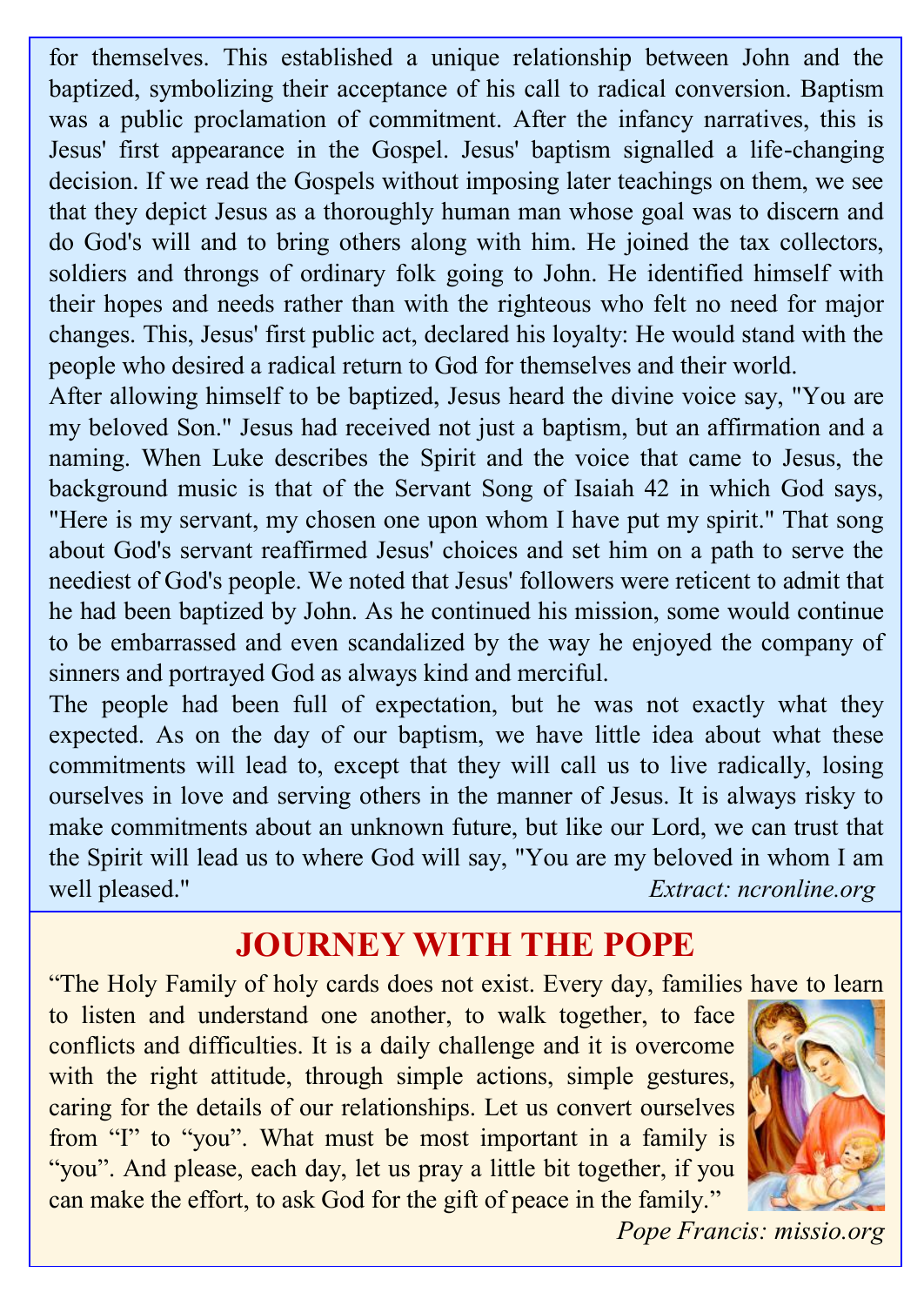for themselves. This established a unique relationship between John and the baptized, symbolizing their acceptance of his call to radical conversion. Baptism was a public proclamation of commitment. After the infancy narratives, this is Jesus' first appearance in the Gospel. Jesus' baptism signalled a life-changing decision. If we read the Gospels without imposing later teachings on them, we see that they depict Jesus as a thoroughly human man whose goal was to discern and do God's will and to bring others along with him. He joined the tax collectors, soldiers and throngs of ordinary folk going to John. He identified himself with their hopes and needs rather than with the righteous who felt no need for major changes. This, Jesus' first public act, declared his loyalty: He would stand with the people who desired a radical return to God for themselves and their world.

After allowing himself to be baptized, Jesus heard the divine voice say, "You are my beloved Son." Jesus had received not just a baptism, but an affirmation and a naming. When Luke describes the Spirit and the voice that came to Jesus, the background music is that of the Servant Song of Isaiah 42 in which God says, "Here is my servant, my chosen one upon whom I have put my spirit." That song about God's servant reaffirmed Jesus' choices and set him on a path to serve the neediest of God's people. We noted that Jesus' followers were reticent to admit that he had been baptized by John. As he continued his mission, some would continue to be embarrassed and even scandalized by the way he enjoyed the company of sinners and portrayed God as always kind and merciful.

The people had been full of expectation, but he was not exactly what they expected. As on the day of our baptism, we have little idea about what these commitments will lead to, except that they will call us to live radically, losing ourselves in love and serving others in the manner of Jesus. It is always risky to make commitments about an unknown future, but like our Lord, we can trust that the Spirit will lead us to where God will say, "You are my beloved in whom I am well pleased."

*Extract: ncronline.org*

## JOURNEY WITH THE POPE

"The Holy Family of holy cards does not exist. Every day, families have to learn to listen and understand one another, to walk together, to face conflicts and difficulties. It is a daily challenge and it is overcome with the right attitude, through simple actions, simple gestures, caring for the details of our relationships. Let us convert ourselves from "I" to "you". What must be most important in a family is "you". And please, each day, let us pray a little bit together, if you can make the effort, to ask God for the gift of peace in the family."

*Pope Francis: missio.org*